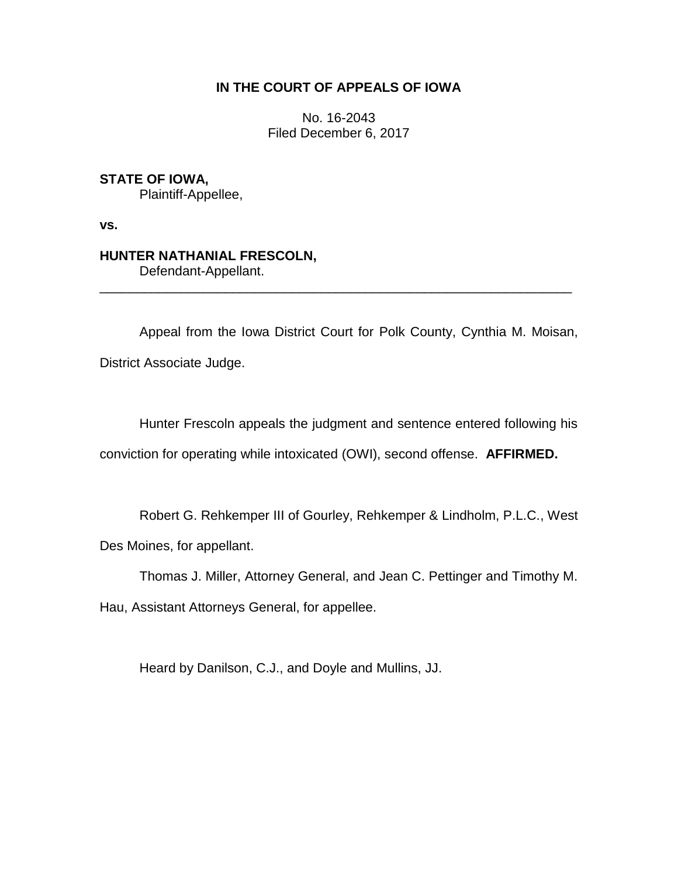**IN THE COURT OF APPEALS OF IOWA**

No. 16-2043
Filed December 6, 2017

**STATE OF IOWA,**
Plaintiff-Appellee,

**vs.**

**HUNTER NATHANIAL FRESCOLN,**
Defendant-Appellant.

---

Appeal from the Iowa District Court for Polk County, Cynthia M. Moisan, District Associate Judge.

Hunter Frescoln appeals the judgment and sentence entered following his conviction for operating while intoxicated (OWI), second offense. **AFFIRMED.**

Robert G. Rehkemper III of Gourley, Rehkemper & Lindholm, P.L.C., West Des Moines, for appellant.

Thomas J. Miller, Attorney General, and Jean C. Pettinger and Timothy M. Hau, Assistant Attorneys General, for appellee.

Heard by Danilson, C.J., and Doyle and Mullins, JJ.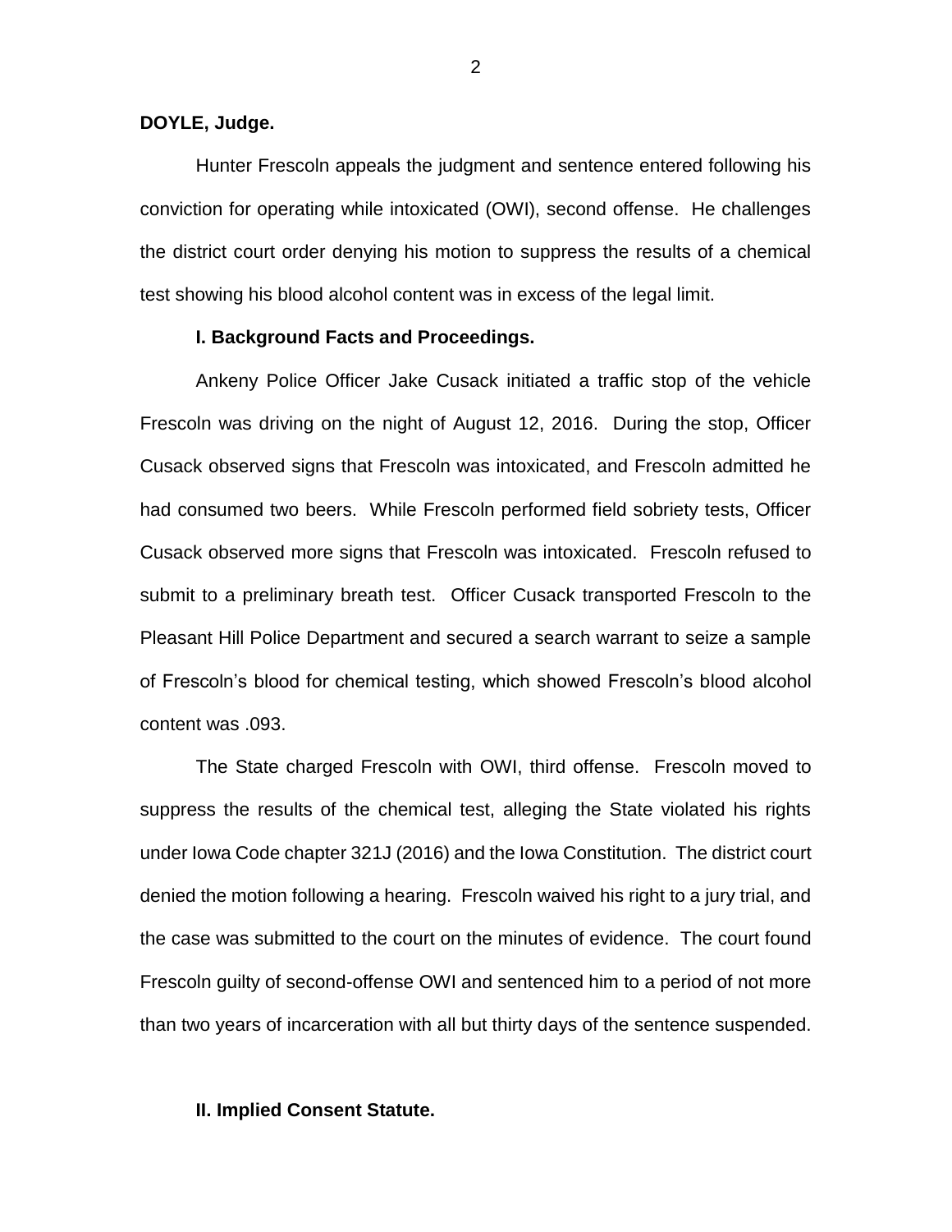**DOYLE, Judge.**

Hunter Frescoln appeals the judgment and sentence entered following his conviction for operating while intoxicated (OWI), second offense. He challenges the district court order denying his motion to suppress the results of a chemical test showing his blood alcohol content was in excess of the legal limit.

## I. Background Facts and Proceedings.

Ankeny Police Officer Jake Cusack initiated a traffic stop of the vehicle Frescoln was driving on the night of August 12, 2016. During the stop, Officer Cusack observed signs that Frescoln was intoxicated, and Frescoln admitted he had consumed two beers. While Frescoln performed field sobriety tests, Officer Cusack observed more signs that Frescoln was intoxicated. Frescoln refused to submit to a preliminary breath test. Officer Cusack transported Frescoln to the Pleasant Hill Police Department and secured a search warrant to seize a sample of Frescoln's blood for chemical testing, which showed Frescoln's blood alcohol content was .093.

The State charged Frescoln with OWI, third offense. Frescoln moved to suppress the results of the chemical test, alleging the State violated his rights under Iowa Code chapter 321J (2016) and the Iowa Constitution. The district court denied the motion following a hearing. Frescoln waived his right to a jury trial, and the case was submitted to the court on the minutes of evidence. The court found Frescoln guilty of second-offense OWI and sentenced him to a period of not more than two years of incarceration with all but thirty days of the sentence suspended.

## II. Implied Consent Statute.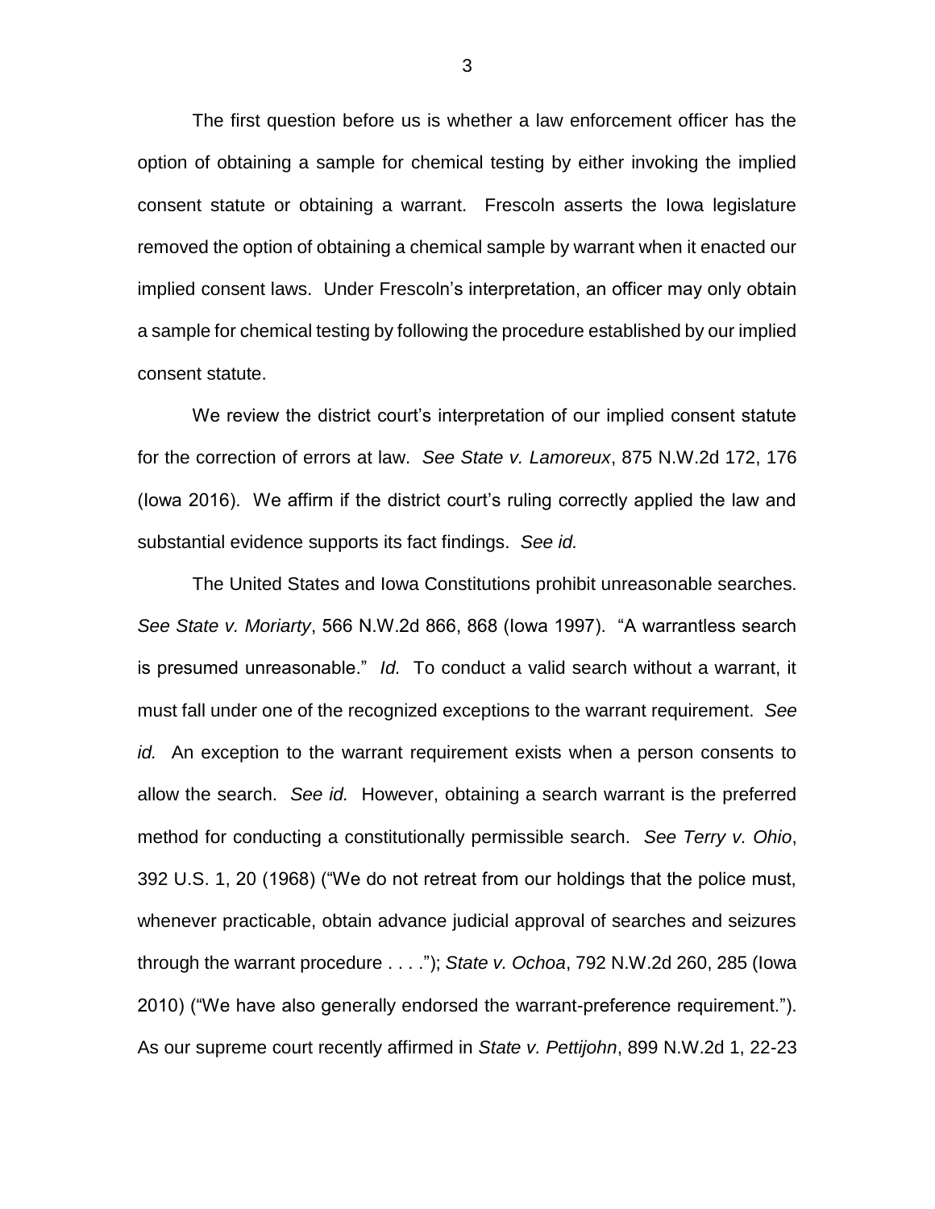The first question before us is whether a law enforcement officer has the option of obtaining a sample for chemical testing by either invoking the implied consent statute or obtaining a warrant. Frescoln asserts the Iowa legislature removed the option of obtaining a chemical sample by warrant when it enacted our implied consent laws. Under Frescoln's interpretation, an officer may only obtain a sample for chemical testing by following the procedure established by our implied consent statute.

We review the district court's interpretation of our implied consent statute for the correction of errors at law. *See State v. Lamoreux*, 875 N.W.2d 172, 176 (Iowa 2016). We affirm if the district court's ruling correctly applied the law and substantial evidence supports its fact findings. *See id.*

The United States and Iowa Constitutions prohibit unreasonable searches. *See State v. Moriarty*, 566 N.W.2d 866, 868 (Iowa 1997). "A warrantless search is presumed unreasonable." *Id.* To conduct a valid search without a warrant, it must fall under one of the recognized exceptions to the warrant requirement. *See id.* An exception to the warrant requirement exists when a person consents to allow the search. *See id.* However, obtaining a search warrant is the preferred method for conducting a constitutionally permissible search. *See Terry v. Ohio*, 392 U.S. 1, 20 (1968) ("We do not retreat from our holdings that the police must, whenever practicable, obtain advance judicial approval of searches and seizures through the warrant procedure . . . ."); *State v. Ochoa*, 792 N.W.2d 260, 285 (Iowa 2010) ("We have also generally endorsed the warrant-preference requirement."). As our supreme court recently affirmed in *State v. Pettijohn*, 899 N.W.2d 1, 22-23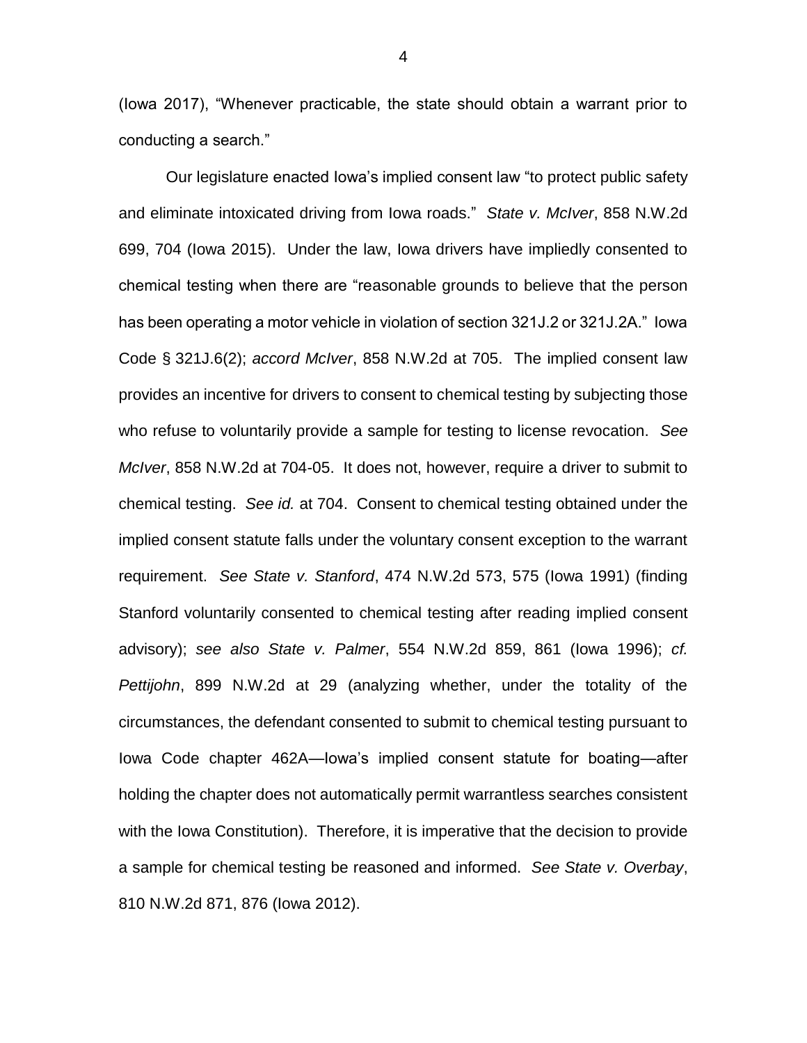(Iowa 2017), "Whenever practicable, the state should obtain a warrant prior to conducting a search."

Our legislature enacted Iowa's implied consent law "to protect public safety and eliminate intoxicated driving from Iowa roads." *State v. McIver*, 858 N.W.2d 699, 704 (Iowa 2015). Under the law, Iowa drivers have impliedly consented to chemical testing when there are "reasonable grounds to believe that the person has been operating a motor vehicle in violation of section 321J.2 or 321J.2A." Iowa Code § 321J.6(2); *accord McIver*, 858 N.W.2d at 705. The implied consent law provides an incentive for drivers to consent to chemical testing by subjecting those who refuse to voluntarily provide a sample for testing to license revocation. *See McIver*, 858 N.W.2d at 704-05. It does not, however, require a driver to submit to chemical testing. *See id.* at 704. Consent to chemical testing obtained under the implied consent statute falls under the voluntary consent exception to the warrant requirement. *See State v. Stanford*, 474 N.W.2d 573, 575 (Iowa 1991) (finding Stanford voluntarily consented to chemical testing after reading implied consent advisory); *see also State v. Palmer*, 554 N.W.2d 859, 861 (Iowa 1996); *cf. Pettijohn*, 899 N.W.2d at 29 (analyzing whether, under the totality of the circumstances, the defendant consented to submit to chemical testing pursuant to Iowa Code chapter 462A—Iowa's implied consent statute for boating—after holding the chapter does not automatically permit warrantless searches consistent with the Iowa Constitution). Therefore, it is imperative that the decision to provide a sample for chemical testing be reasoned and informed. *See State v. Overbay*, 810 N.W.2d 871, 876 (Iowa 2012).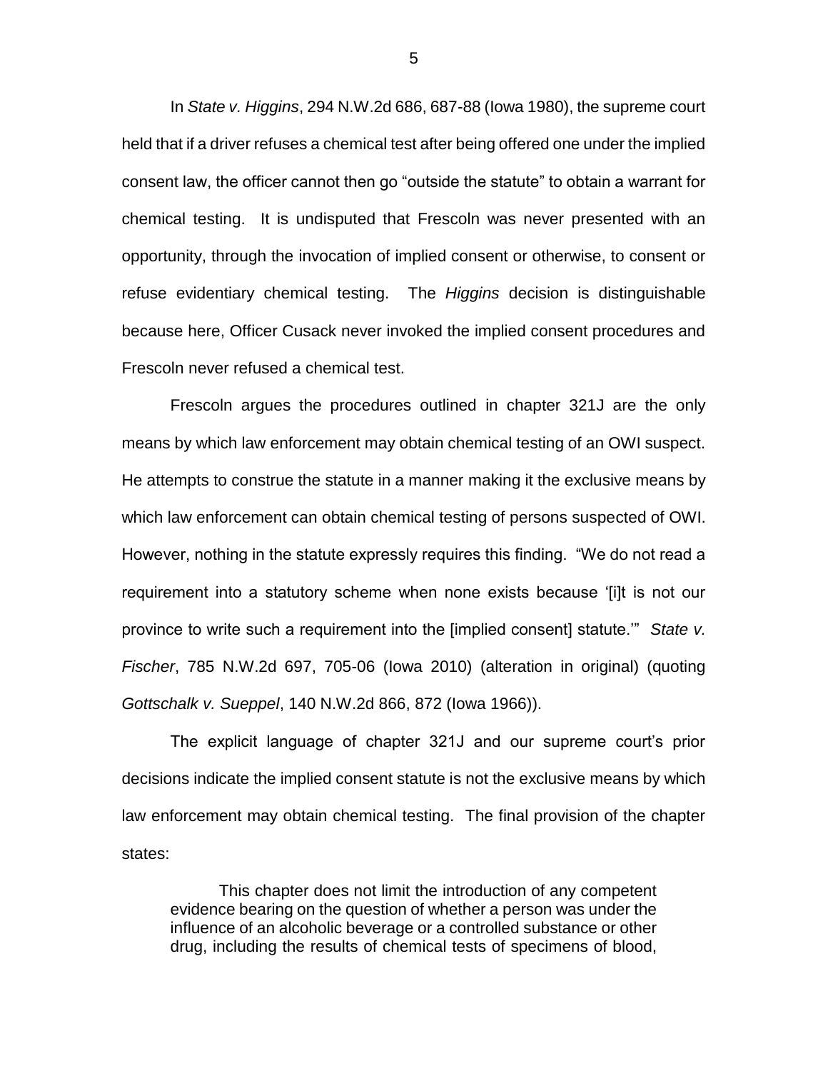In *State v. Higgins*, 294 N.W.2d 686, 687-88 (Iowa 1980), the supreme court held that if a driver refuses a chemical test after being offered one under the implied consent law, the officer cannot then go "outside the statute" to obtain a warrant for chemical testing. It is undisputed that Frescoln was never presented with an opportunity, through the invocation of implied consent or otherwise, to consent or refuse evidentiary chemical testing. The *Higgins* decision is distinguishable because here, Officer Cusack never invoked the implied consent procedures and Frescoln never refused a chemical test.

Frescoln argues the procedures outlined in chapter 321J are the only means by which law enforcement may obtain chemical testing of an OWI suspect. He attempts to construe the statute in a manner making it the exclusive means by which law enforcement can obtain chemical testing of persons suspected of OWI. However, nothing in the statute expressly requires this finding. "We do not read a requirement into a statutory scheme when none exists because '[i]t is not our province to write such a requirement into the [implied consent] statute.'" *State v. Fischer*, 785 N.W.2d 697, 705-06 (Iowa 2010) (alteration in original) (quoting *Gottschalk v. Sueppel*, 140 N.W.2d 866, 872 (Iowa 1966)).

The explicit language of chapter 321J and our supreme court's prior decisions indicate the implied consent statute is not the exclusive means by which law enforcement may obtain chemical testing. The final provision of the chapter states:

> This chapter does not limit the introduction of any competent evidence bearing on the question of whether a person was under the influence of an alcoholic beverage or a controlled substance or other drug, including the results of chemical tests of specimens of blood,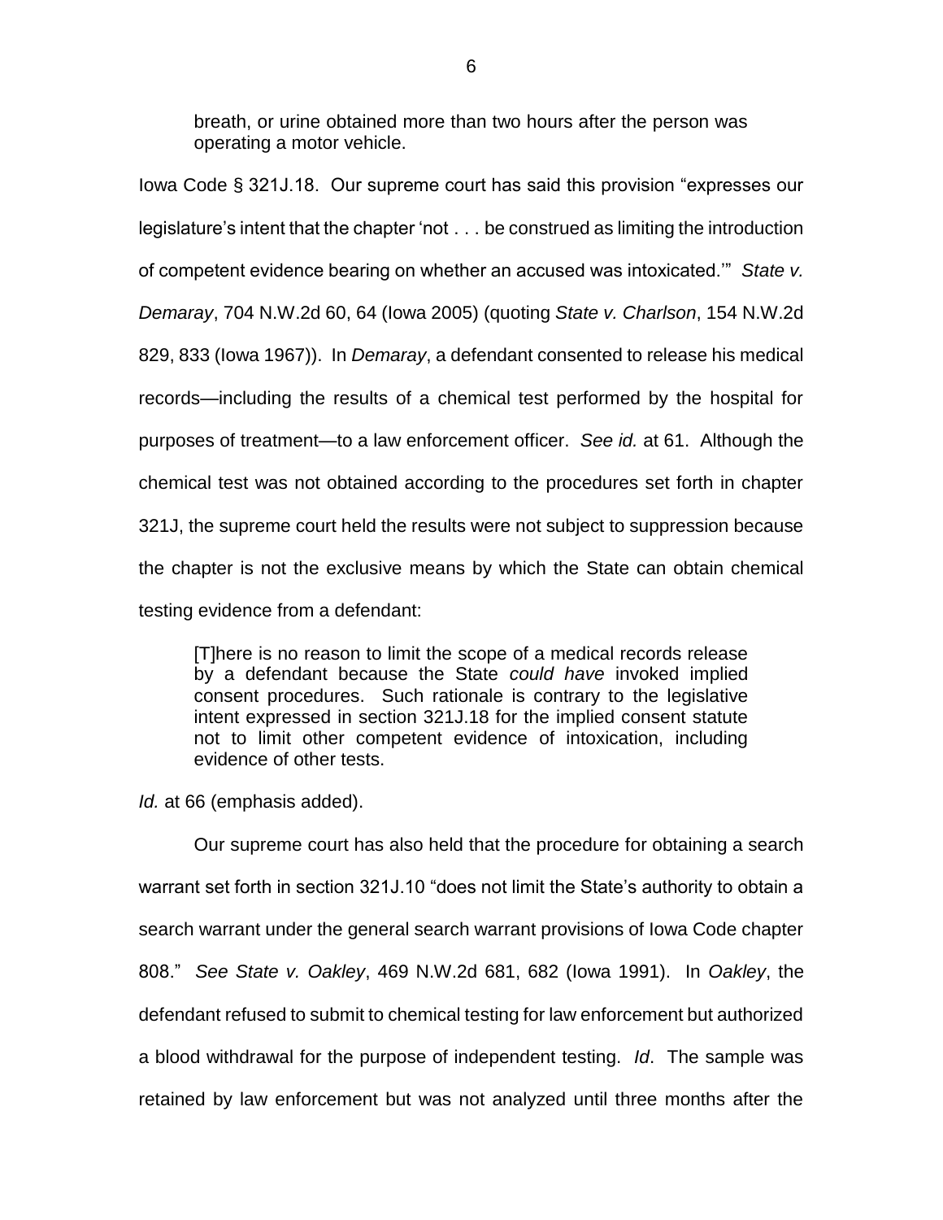> breath, or urine obtained more than two hours after the person was operating a motor vehicle.

Iowa Code § 321J.18. Our supreme court has said this provision "expresses our legislature's intent that the chapter 'not . . . be construed as limiting the introduction of competent evidence bearing on whether an accused was intoxicated.'" *State v. Demaray*, 704 N.W.2d 60, 64 (Iowa 2005) (quoting *State v. Charlson*, 154 N.W.2d 829, 833 (Iowa 1967)). In *Demaray*, a defendant consented to release his medical records—including the results of a chemical test performed by the hospital for purposes of treatment—to a law enforcement officer. *See id.* at 61. Although the chemical test was not obtained according to the procedures set forth in chapter 321J, the supreme court held the results were not subject to suppression because the chapter is not the exclusive means by which the State can obtain chemical testing evidence from a defendant:

> [T]here is no reason to limit the scope of a medical records release by a defendant because the State *could have* invoked implied consent procedures. Such rationale is contrary to the legislative intent expressed in section 321J.18 for the implied consent statute not to limit other competent evidence of intoxication, including evidence of other tests.

*Id.* at 66 (emphasis added).

Our supreme court has also held that the procedure for obtaining a search warrant set forth in section 321J.10 "does not limit the State's authority to obtain a search warrant under the general search warrant provisions of Iowa Code chapter 808." *See State v. Oakley*, 469 N.W.2d 681, 682 (Iowa 1991). In *Oakley*, the defendant refused to submit to chemical testing for law enforcement but authorized a blood withdrawal for the purpose of independent testing. *Id*. The sample was retained by law enforcement but was not analyzed until three months after the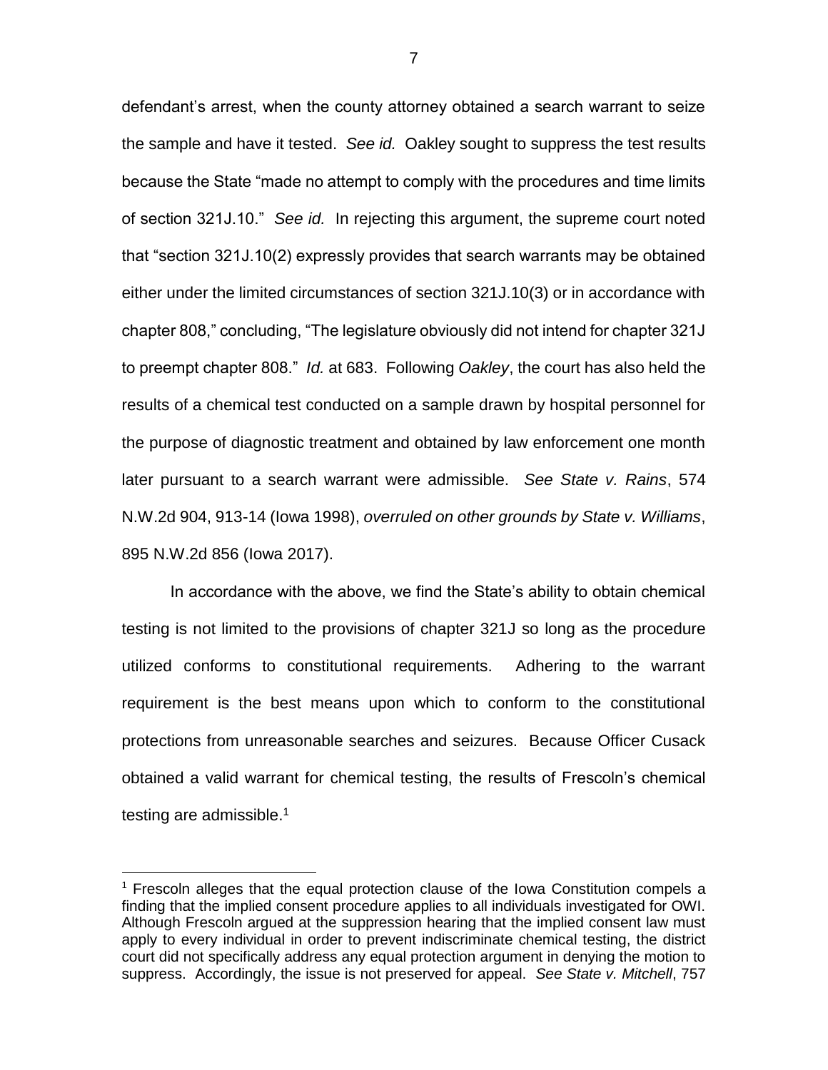defendant's arrest, when the county attorney obtained a search warrant to seize the sample and have it tested. *See id.* Oakley sought to suppress the test results because the State "made no attempt to comply with the procedures and time limits of section 321J.10." *See id.* In rejecting this argument, the supreme court noted that "section 321J.10(2) expressly provides that search warrants may be obtained either under the limited circumstances of section 321J.10(3) or in accordance with chapter 808," concluding, "The legislature obviously did not intend for chapter 321J to preempt chapter 808." *Id.* at 683. Following *Oakley*, the court has also held the results of a chemical test conducted on a sample drawn by hospital personnel for the purpose of diagnostic treatment and obtained by law enforcement one month later pursuant to a search warrant were admissible. *See State v. Rains*, 574 N.W.2d 904, 913-14 (Iowa 1998), *overruled on other grounds by State v. Williams*, 895 N.W.2d 856 (Iowa 2017).

In accordance with the above, we find the State's ability to obtain chemical testing is not limited to the provisions of chapter 321J so long as the procedure utilized conforms to constitutional requirements. Adhering to the warrant requirement is the best means upon which to conform to the constitutional protections from unreasonable searches and seizures. Because Officer Cusack obtained a valid warrant for chemical testing, the results of Frescoln's chemical testing are admissible.[1]

[1] Frescoln alleges that the equal protection clause of the Iowa Constitution compels a finding that the implied consent procedure applies to all individuals investigated for OWI. Although Frescoln argued at the suppression hearing that the implied consent law must apply to every individual in order to prevent indiscriminate chemical testing, the district court did not specifically address any equal protection argument in denying the motion to suppress. Accordingly, the issue is not preserved for appeal. *See State v. Mitchell*, 757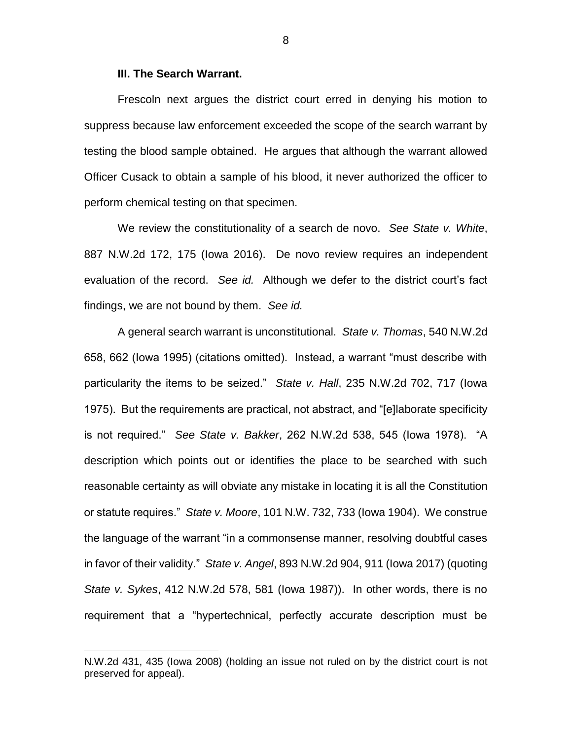### III. The Search Warrant.

Frescoln next argues the district court erred in denying his motion to suppress because law enforcement exceeded the scope of the search warrant by testing the blood sample obtained. He argues that although the warrant allowed Officer Cusack to obtain a sample of his blood, it never authorized the officer to perform chemical testing on that specimen.

We review the constitutionality of a search de novo. *See State v. White*, 887 N.W.2d 172, 175 (Iowa 2016). De novo review requires an independent evaluation of the record. *See id.* Although we defer to the district court's fact findings, we are not bound by them. *See id.*

A general search warrant is unconstitutional. *State v. Thomas*, 540 N.W.2d 658, 662 (Iowa 1995) (citations omitted). Instead, a warrant "must describe with particularity the items to be seized." *State v. Hall*, 235 N.W.2d 702, 717 (Iowa 1975). But the requirements are practical, not abstract, and "[e]laborate specificity is not required." *See State v. Bakker*, 262 N.W.2d 538, 545 (Iowa 1978). "A description which points out or identifies the place to be searched with such reasonable certainty as will obviate any mistake in locating it is all the Constitution or statute requires." *State v. Moore*, 101 N.W. 732, 733 (Iowa 1904). We construe the language of the warrant "in a commonsense manner, resolving doubtful cases in favor of their validity." *State v. Angel*, 893 N.W.2d 904, 911 (Iowa 2017) (quoting *State v. Sykes*, 412 N.W.2d 578, 581 (Iowa 1987)). In other words, there is no requirement that a "hypertechnical, perfectly accurate description must be

---

N.W.2d 431, 435 (Iowa 2008) (holding an issue not ruled on by the district court is not preserved for appeal).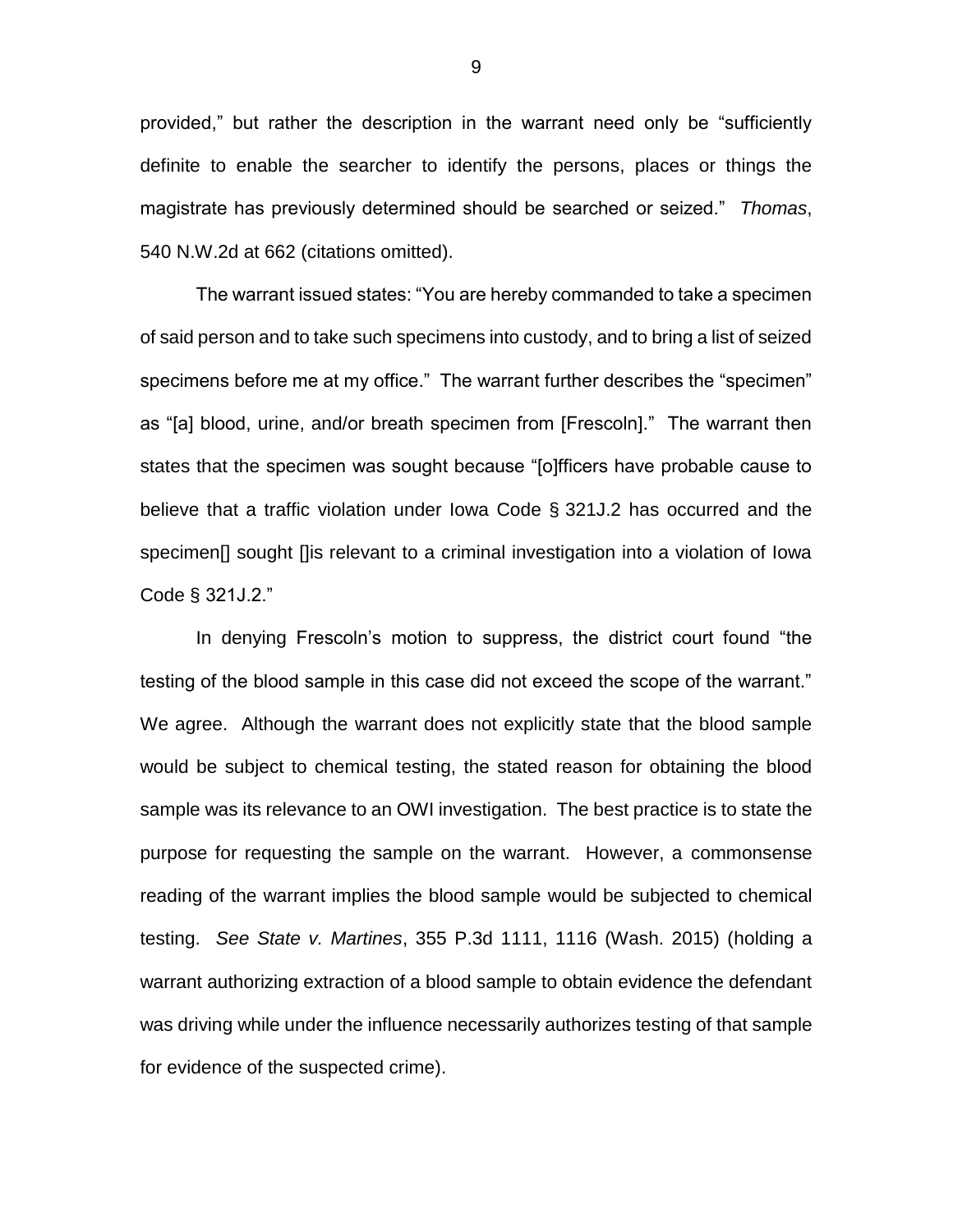provided," but rather the description in the warrant need only be "sufficiently definite to enable the searcher to identify the persons, places or things the magistrate has previously determined should be searched or seized." *Thomas*, 540 N.W.2d at 662 (citations omitted).

The warrant issued states: "You are hereby commanded to take a specimen of said person and to take such specimens into custody, and to bring a list of seized specimens before me at my office." The warrant further describes the "specimen" as "[a] blood, urine, and/or breath specimen from [Frescoln]." The warrant then states that the specimen was sought because "[o]fficers have probable cause to believe that a traffic violation under Iowa Code § 321J.2 has occurred and the specimen[] sought []is relevant to a criminal investigation into a violation of Iowa Code § 321J.2."

In denying Frescoln's motion to suppress, the district court found "the testing of the blood sample in this case did not exceed the scope of the warrant." We agree. Although the warrant does not explicitly state that the blood sample would be subject to chemical testing, the stated reason for obtaining the blood sample was its relevance to an OWI investigation. The best practice is to state the purpose for requesting the sample on the warrant. However, a commonsense reading of the warrant implies the blood sample would be subjected to chemical testing. *See State v. Martines*, 355 P.3d 1111, 1116 (Wash. 2015) (holding a warrant authorizing extraction of a blood sample to obtain evidence the defendant was driving while under the influence necessarily authorizes testing of that sample for evidence of the suspected crime).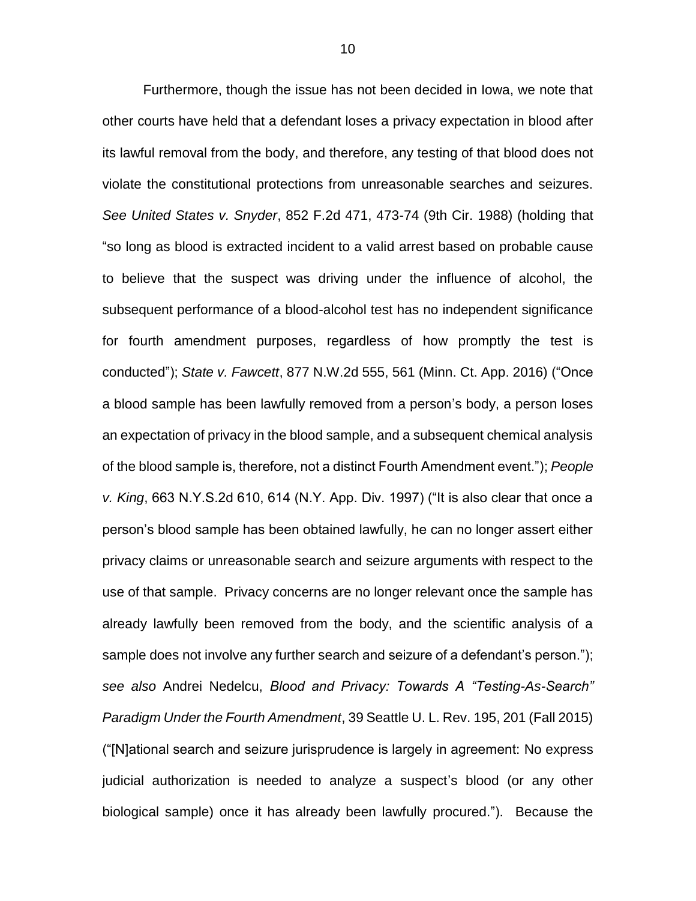Furthermore, though the issue has not been decided in Iowa, we note that other courts have held that a defendant loses a privacy expectation in blood after its lawful removal from the body, and therefore, any testing of that blood does not violate the constitutional protections from unreasonable searches and seizures. *See United States v. Snyder*, 852 F.2d 471, 473-74 (9th Cir. 1988) (holding that "so long as blood is extracted incident to a valid arrest based on probable cause to believe that the suspect was driving under the influence of alcohol, the subsequent performance of a blood-alcohol test has no independent significance for fourth amendment purposes, regardless of how promptly the test is conducted"); *State v. Fawcett*, 877 N.W.2d 555, 561 (Minn. Ct. App. 2016) ("Once a blood sample has been lawfully removed from a person's body, a person loses an expectation of privacy in the blood sample, and a subsequent chemical analysis of the blood sample is, therefore, not a distinct Fourth Amendment event."); *People v. King*, 663 N.Y.S.2d 610, 614 (N.Y. App. Div. 1997) ("It is also clear that once a person's blood sample has been obtained lawfully, he can no longer assert either privacy claims or unreasonable search and seizure arguments with respect to the use of that sample. Privacy concerns are no longer relevant once the sample has already lawfully been removed from the body, and the scientific analysis of a sample does not involve any further search and seizure of a defendant's person."); *see also* Andrei Nedelcu, *Blood and Privacy: Towards A "Testing-As-Search" Paradigm Under the Fourth Amendment*, 39 Seattle U. L. Rev. 195, 201 (Fall 2015) ("[N]ational search and seizure jurisprudence is largely in agreement: No express judicial authorization is needed to analyze a suspect's blood (or any other biological sample) once it has already been lawfully procured."). Because the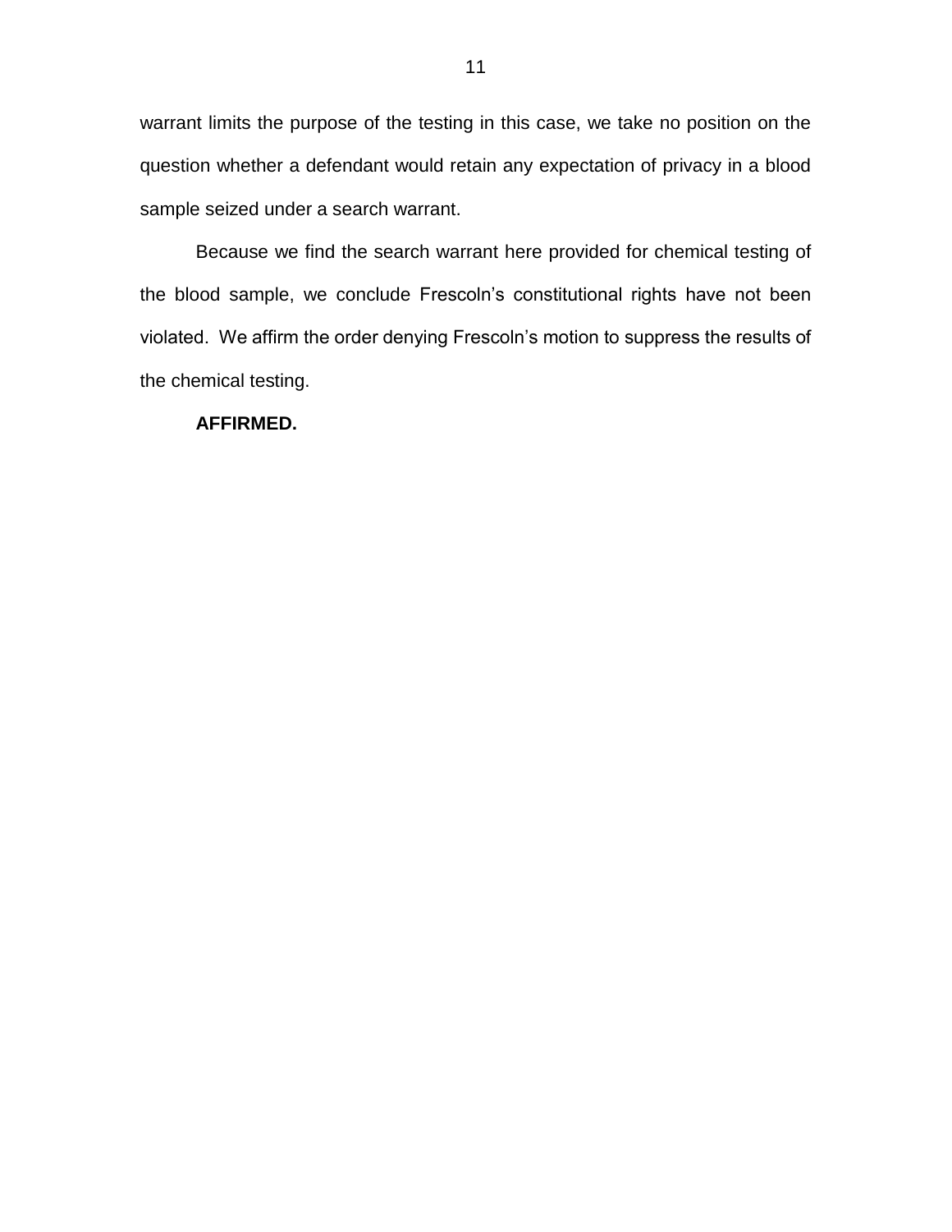warrant limits the purpose of the testing in this case, we take no position on the question whether a defendant would retain any expectation of privacy in a blood sample seized under a search warrant.

Because we find the search warrant here provided for chemical testing of the blood sample, we conclude Frescoln's constitutional rights have not been violated. We affirm the order denying Frescoln's motion to suppress the results of the chemical testing.

**AFFIRMED.**